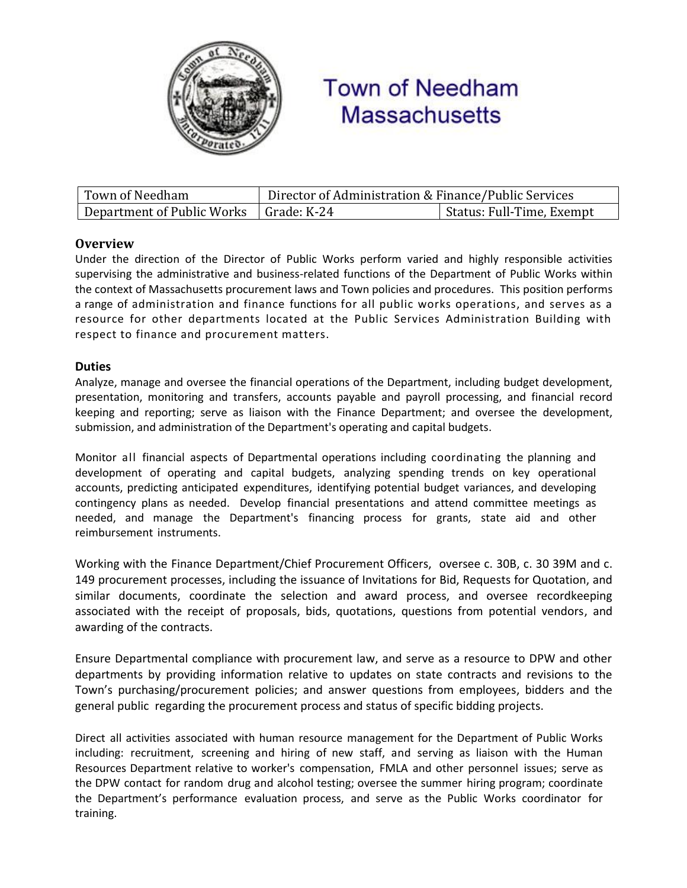# Town of Needham Massachusetts

| Town of Needham | Director of Administration & Finance/Public Services | |
|---|---|---|
| Department of Public Works | Grade: K-24 | Status: Full-Time, Exempt |

## Overview

Under the direction of the Director of Public Works perform varied and highly responsible activities supervising the administrative and business-related functions of the Department of Public Works within the context of Massachusetts procurement laws and Town policies and procedures. This position performs a range of administration and finance functions for all public works operations, and serves as a resource for other departments located at the Public Services Administration Building with respect to finance and procurement matters.

## Duties

Analyze, manage and oversee the financial operations of the Department, including budget development, presentation, monitoring and transfers, accounts payable and payroll processing, and financial record keeping and reporting; serve as liaison with the Finance Department; and oversee the development, submission, and administration of the Department's operating and capital budgets.

Monitor all financial aspects of Departmental operations including coordinating the planning and development of operating and capital budgets, analyzing spending trends on key operational accounts, predicting anticipated expenditures, identifying potential budget variances, and developing contingency plans as needed. Develop financial presentations and attend committee meetings as needed, and manage the Department's financing process for grants, state aid and other reimbursement instruments.

Working with the Finance Department/Chief Procurement Officers, oversee c. 30B, c. 30 39M and c. 149 procurement processes, including the issuance of Invitations for Bid, Requests for Quotation, and similar documents, coordinate the selection and award process, and oversee recordkeeping associated with the receipt of proposals, bids, quotations, questions from potential vendors, and awarding of the contracts.

Ensure Departmental compliance with procurement law, and serve as a resource to DPW and other departments by providing information relative to updates on state contracts and revisions to the Town's purchasing/procurement policies; and answer questions from employees, bidders and the general public regarding the procurement process and status of specific bidding projects.

Direct all activities associated with human resource management for the Department of Public Works including: recruitment, screening and hiring of new staff, and serving as liaison with the Human Resources Department relative to worker's compensation, FMLA and other personnel issues; serve as the DPW contact for random drug and alcohol testing; oversee the summer hiring program; coordinate the Department's performance evaluation process, and serve as the Public Works coordinator for training.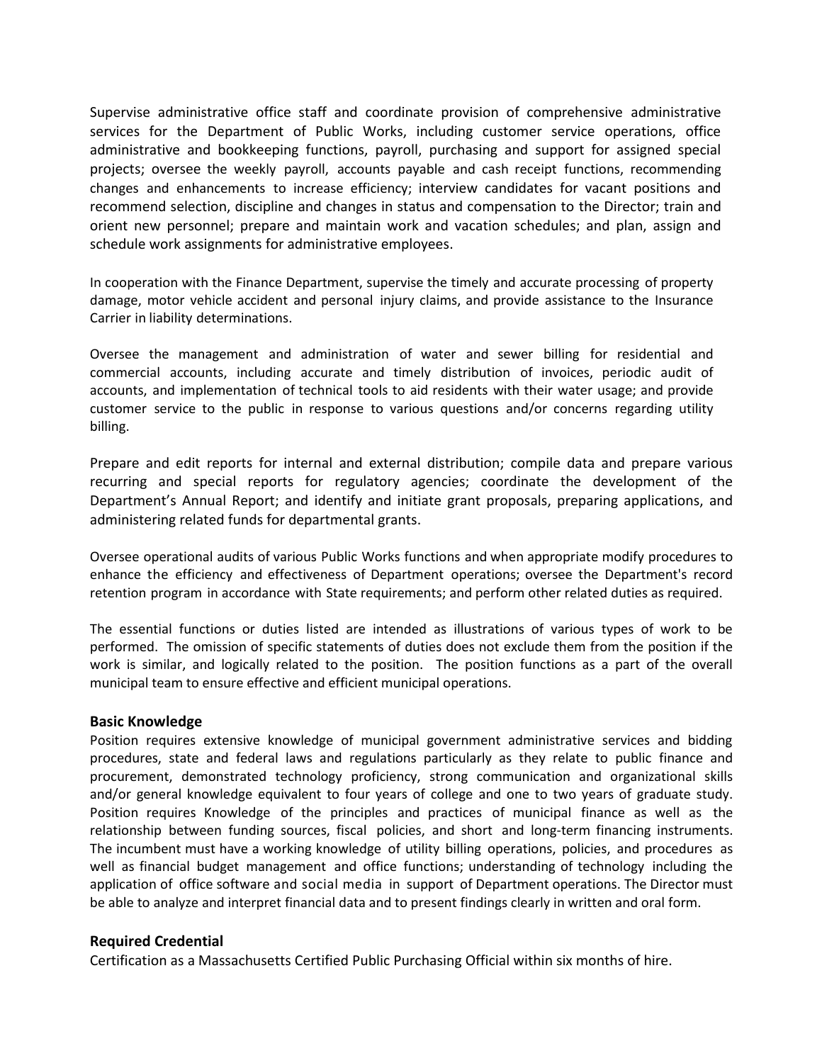Supervise administrative office staff and coordinate provision of comprehensive administrative services for the Department of Public Works, including customer service operations, office administrative and bookkeeping functions, payroll, purchasing and support for assigned special projects; oversee the weekly payroll, accounts payable and cash receipt functions, recommending changes and enhancements to increase efficiency; interview candidates for vacant positions and recommend selection, discipline and changes in status and compensation to the Director; train and orient new personnel; prepare and maintain work and vacation schedules; and plan, assign and schedule work assignments for administrative employees.

In cooperation with the Finance Department, supervise the timely and accurate processing of property damage, motor vehicle accident and personal injury claims, and provide assistance to the Insurance Carrier in liability determinations.

Oversee the management and administration of water and sewer billing for residential and commercial accounts, including accurate and timely distribution of invoices, periodic audit of accounts, and implementation of technical tools to aid residents with their water usage; and provide customer service to the public in response to various questions and/or concerns regarding utility billing.

Prepare and edit reports for internal and external distribution; compile data and prepare various recurring and special reports for regulatory agencies; coordinate the development of the Department's Annual Report; and identify and initiate grant proposals, preparing applications, and administering related funds for departmental grants.

Oversee operational audits of various Public Works functions and when appropriate modify procedures to enhance the efficiency and effectiveness of Department operations; oversee the Department's record retention program in accordance with State requirements; and perform other related duties as required.

The essential functions or duties listed are intended as illustrations of various types of work to be performed. The omission of specific statements of duties does not exclude them from the position if the work is similar, and logically related to the position. The position functions as a part of the overall municipal team to ensure effective and efficient municipal operations.

### Basic Knowledge

Position requires extensive knowledge of municipal government administrative services and bidding procedures, state and federal laws and regulations particularly as they relate to public finance and procurement, demonstrated technology proficiency, strong communication and organizational skills and/or general knowledge equivalent to four years of college and one to two years of graduate study. Position requires Knowledge of the principles and practices of municipal finance as well as the relationship between funding sources, fiscal policies, and short and long-term financing instruments. The incumbent must have a working knowledge of utility billing operations, policies, and procedures as well as financial budget management and office functions; understanding of technology including the application of office software and social media in support of Department operations. The Director must be able to analyze and interpret financial data and to present findings clearly in written and oral form.

### Required Credential

Certification as a Massachusetts Certified Public Purchasing Official within six months of hire.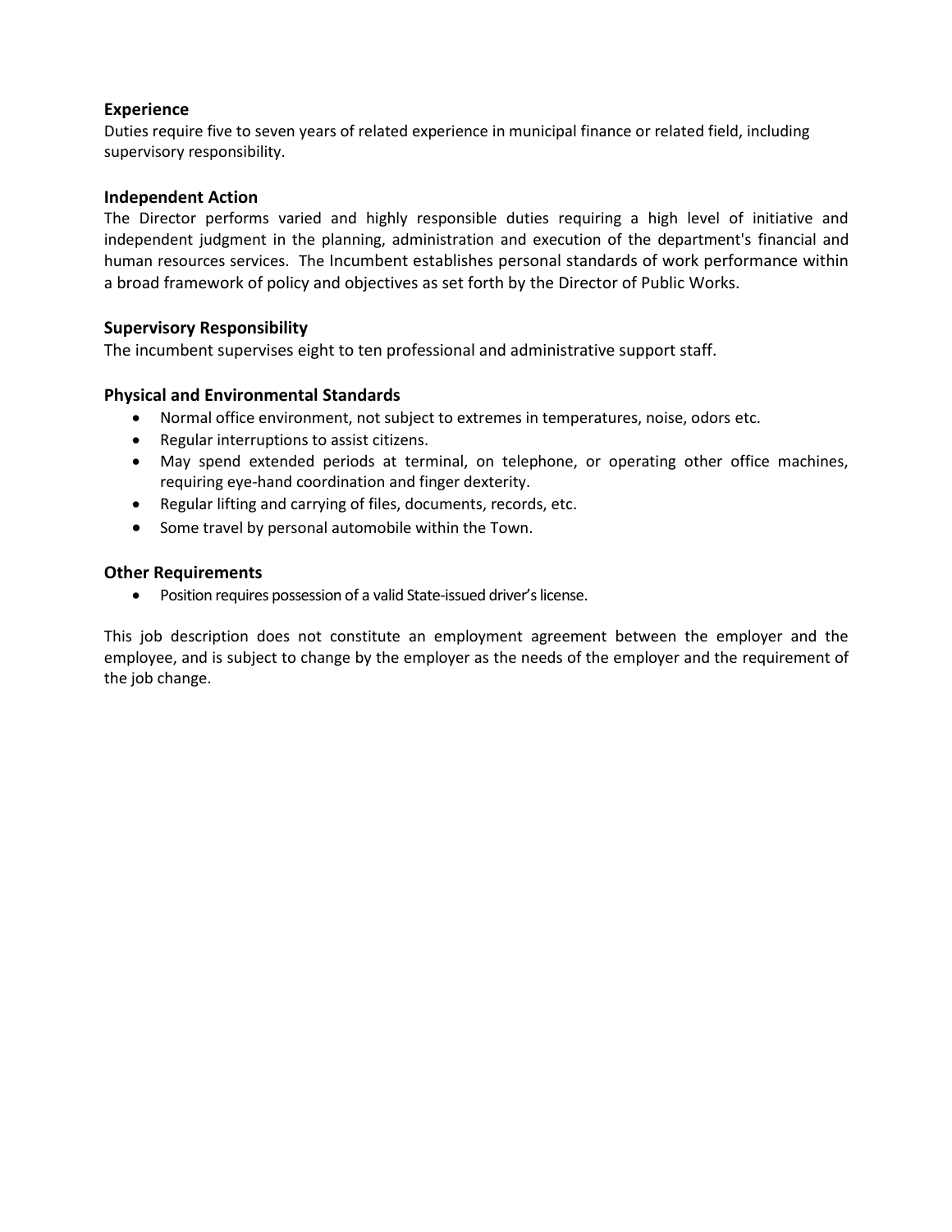### Experience

Duties require five to seven years of related experience in municipal finance or related field, including supervisory responsibility.

### Independent Action

The Director performs varied and highly responsible duties requiring a high level of initiative and independent judgment in the planning, administration and execution of the department's financial and human resources services. The Incumbent establishes personal standards of work performance within a broad framework of policy and objectives as set forth by the Director of Public Works.

### Supervisory Responsibility

The incumbent supervises eight to ten professional and administrative support staff.

### Physical and Environmental Standards

- Normal office environment, not subject to extremes in temperatures, noise, odors etc.
- Regular interruptions to assist citizens.
- May spend extended periods at terminal, on telephone, or operating other office machines, requiring eye-hand coordination and finger dexterity.
- Regular lifting and carrying of files, documents, records, etc.
- Some travel by personal automobile within the Town.

### Other Requirements

- Position requires possession of a valid State-issued driver's license.

This job description does not constitute an employment agreement between the employer and the employee, and is subject to change by the employer as the needs of the employer and the requirement of the job change.